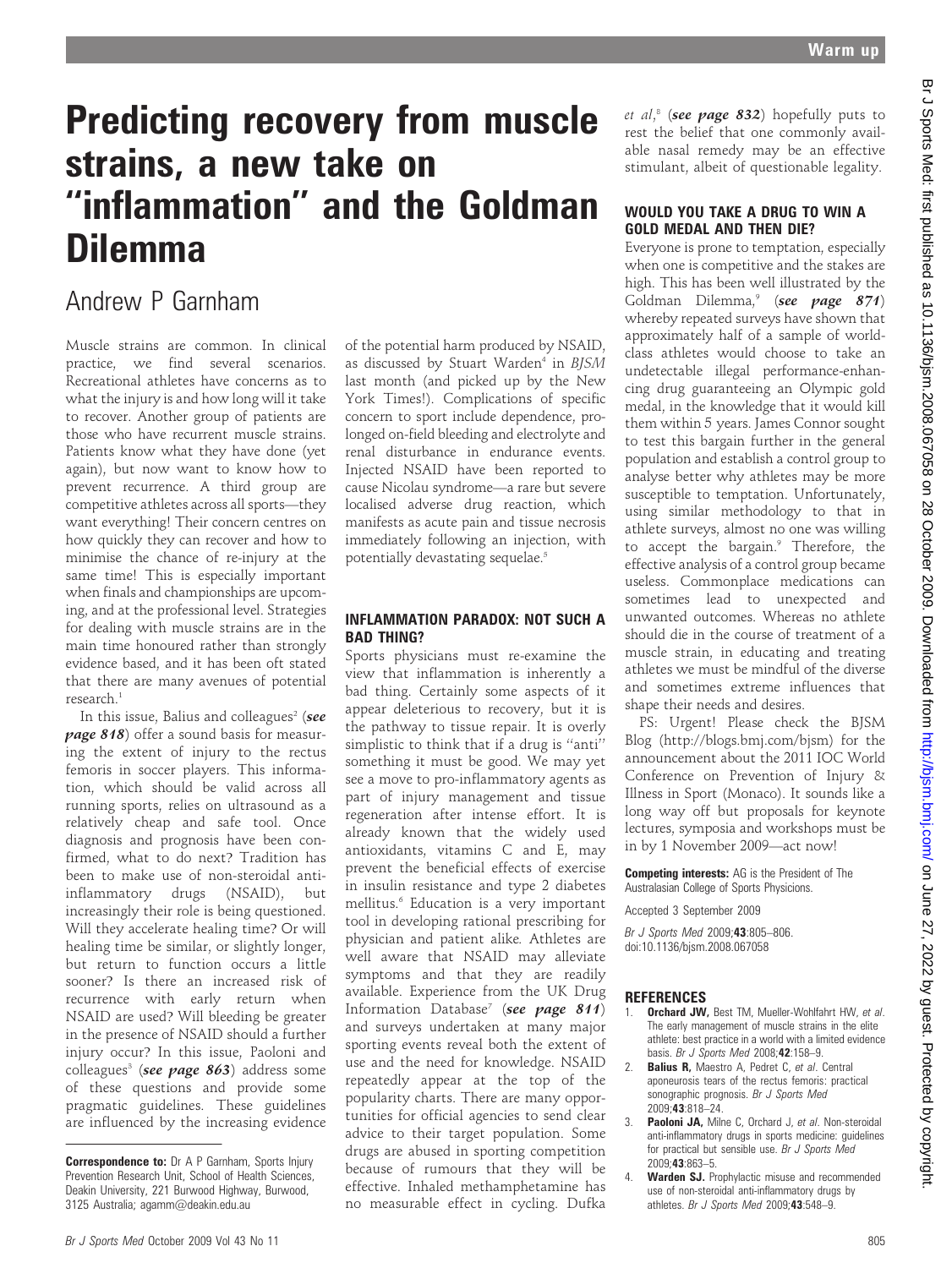# Predicting recovery from muscle strains, a new take on "inflammation" and the Goldman Dilemma

Andrew P Garnham

Muscle strains are common. In clinical practice, we find several scenarios. Recreational athletes have concerns as to what the injury is and how long will it take to recover. Another group of patients are those who have recurrent muscle strains. Patients know what they have done (yet again), but now want to know how to prevent recurrence. A third group are competitive athletes across all sports—they want everything! Their concern centres on how quickly they can recover and how to minimise the chance of re-injury at the same time! This is especially important when finals and championships are upcoming, and at the professional level. Strategies for dealing with muscle strains are in the main time honoured rather than strongly evidence based, and it has been oft stated that there are many avenues of potential research.[1]

In this issue, Balius and colleagues[2] (***see page 818***) offer a sound basis for measuring the extent of injury to the rectus femoris in soccer players. This information, which should be valid across all running sports, relies on ultrasound as a relatively cheap and safe tool. Once diagnosis and prognosis have been confirmed, what to do next? Tradition has been to make use of non-steroidal anti-inflammatory drugs (NSAID), but increasingly their role is being questioned. Will they accelerate healing time? Or will healing time be similar, or slightly longer, but return to function occurs a little sooner? Is there an increased risk of recurrence with early return when NSAID are used? Will bleeding be greater in the presence of NSAID should a further injury occur? In this issue, Paoloni and colleagues[3] (***see page 863***) address some of these questions and provide some pragmatic guidelines. These guidelines are influenced by the increasing evidence of the potential harm produced by NSAID, as discussed by Stuart Warden[4] in *BJSM* last month (and picked up by the New York Times!). Complications of specific concern to sport include dependence, prolonged on-field bleeding and electrolyte and renal disturbance in endurance events. Injected NSAID have been reported to cause Nicolau syndrome—a rare but severe localised adverse drug reaction, which manifests as acute pain and tissue necrosis immediately following an injection, with potentially devastating sequelae.[5]

## INFLAMMATION PARADOX: NOT SUCH A BAD THING?

Sports physicians must re-examine the view that inflammation is inherently a bad thing. Certainly some aspects of it appear deleterious to recovery, but it is the pathway to tissue repair. It is overly simplistic to think that if a drug is "anti" something it must be good. We may yet see a move to pro-inflammatory agents as part of injury management and tissue regeneration after intense effort. It is already known that the widely used antioxidants, vitamins C and E, may prevent the beneficial effects of exercise in insulin resistance and type 2 diabetes mellitus.[6] Education is a very important tool in developing rational prescribing for physician and patient alike. Athletes are well aware that NSAID may alleviate symptoms and that they are readily available. Experience from the UK Drug Information Database[7] (***see page 811***) and surveys undertaken at many major sporting events reveal both the extent of use and the need for knowledge. NSAID repeatedly appear at the top of the popularity charts. There are many opportunities for official agencies to send clear advice to their target population. Some drugs are abused in sporting competition because of rumours that they will be effective. Inhaled methamphetamine has no measurable effect in cycling. Dufka *et al*,[8] (***see page 832***) hopefully puts to rest the belief that one commonly available nasal remedy may be an effective stimulant, albeit of questionable legality.

## WOULD YOU TAKE A DRUG TO WIN A GOLD MEDAL AND THEN DIE?

Everyone is prone to temptation, especially when one is competitive and the stakes are high. This has been well illustrated by the Goldman Dilemma,[9] (***see page 871***) whereby repeated surveys have shown that approximately half of a sample of world-class athletes would choose to take an undetectable illegal performance-enhancing drug guaranteeing an Olympic gold medal, in the knowledge that it would kill them within 5 years. James Connor sought to test this bargain further in the general population and establish a control group to analyse better why athletes may be more susceptible to temptation. Unfortunately, using similar methodology to that in athlete surveys, almost no one was willing to accept the bargain.[9] Therefore, the effective analysis of a control group became useless. Commonplace medications can sometimes lead to unexpected and unwanted outcomes. Whereas no athlete should die in the course of treatment of a muscle strain, in educating and treating athletes we must be mindful of the diverse and sometimes extreme influences that shape their needs and desires.

PS: Urgent! Please check the BJSM Blog (http://blogs.bmj.com/bjsm) for the announcement about the 2011 IOC World Conference on Prevention of Injury & Illness in Sport (Monaco). It sounds like a long way off but proposals for keynote lectures, symposia and workshops must be in by 1 November 2009—act now!

**Correspondence to:** Dr A P Garnham, Sports Injury Prevention Research Unit, School of Health Sciences, Deakin University, 221 Burwood Highway, Burwood, 3125 Australia; agamm@deakin.edu.au

**Competing interests:** AG is the President of The Australasian College of Sports Physicians.

Accepted 3 September 2009

*Br J Sports Med* 2009;**43**:805–806. doi:10.1136/bjsm.2008.067058

## REFERENCES

1. **Orchard JW,** Best TM, Mueller-Wohlfahrt HW, *et al*. The early management of muscle strains in the elite athlete: best practice in a world with a limited evidence basis. *Br J Sports Med* 2008;**42**:158–9.
2. **Balius R,** Maestro A, Pedret C, *et al*. Central aponeurosis tears of the rectus femoris: practical sonographic prognosis. *Br J Sports Med* 2009;**43**:818–24.
3. **Paoloni JA,** Milne C, Orchard J, *et al*. Non-steroidal anti-inflammatory drugs in sports medicine: guidelines for practical but sensible use. *Br J Sports Med* 2009;**43**:863–5.
4. **Warden SJ.** Prophylactic misuse and recommended use of non-steroidal anti-inflammatory drugs by athletes. *Br J Sports Med* 2009;**43**:548–9.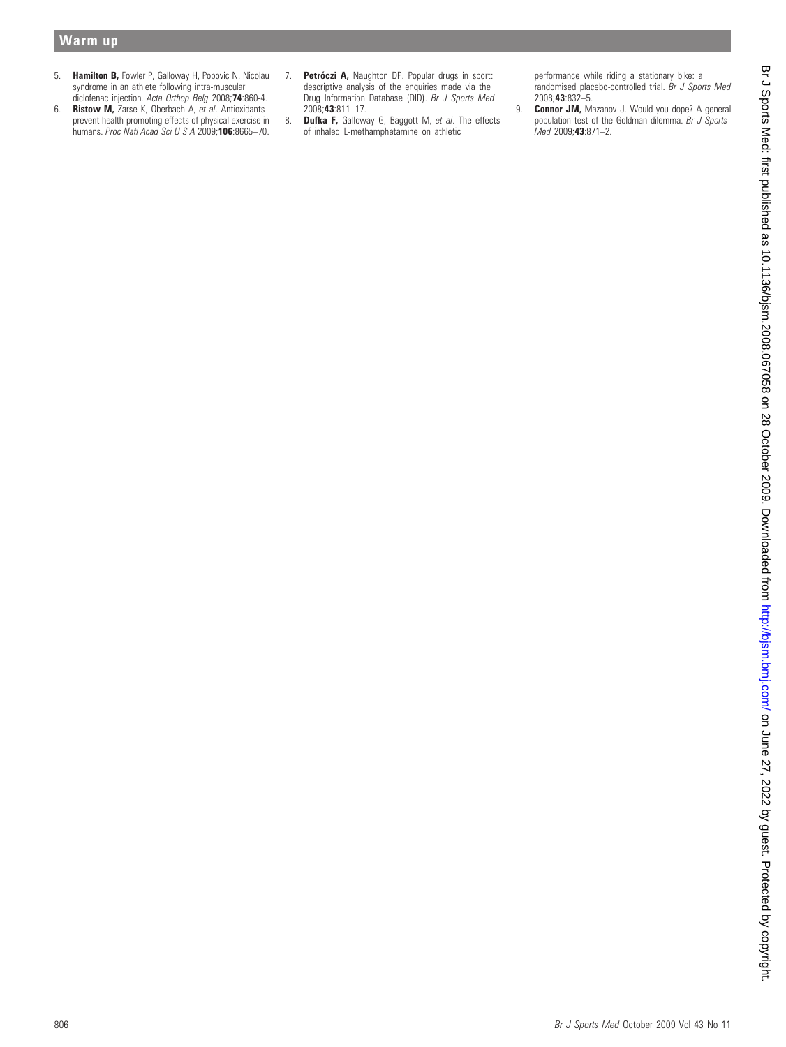5. **Hamilton B,** Fowler P, Galloway H, Popovic N. Nicolau syndrome in an athlete following intra-muscular diclofenac injection. *Acta Orthop Belg* 2008;**74**:860-4.
6. **Ristow M,** Zarse K, Oberbach A, *et al*. Antioxidants prevent health-promoting effects of physical exercise in humans. *Proc Natl Acad Sci U S A* 2009;**106**:8665–70.
7. **Petróczi A,** Naughton DP. Popular drugs in sport: descriptive analysis of the enquiries made via the Drug Information Database (DID). *Br J Sports Med* 2008;**43**:811–17.
8. **Dufka F,** Galloway G, Baggott M, *et al*. The effects of inhaled L-methamphetamine on athletic performance while riding a stationary bike: a randomised placebo-controlled trial. *Br J Sports Med* 2008;**43**:832–5.
9. **Connor JM,** Mazanov J. Would you dope? A general population test of the Goldman dilemma. *Br J Sports Med* 2009;**43**:871–2.